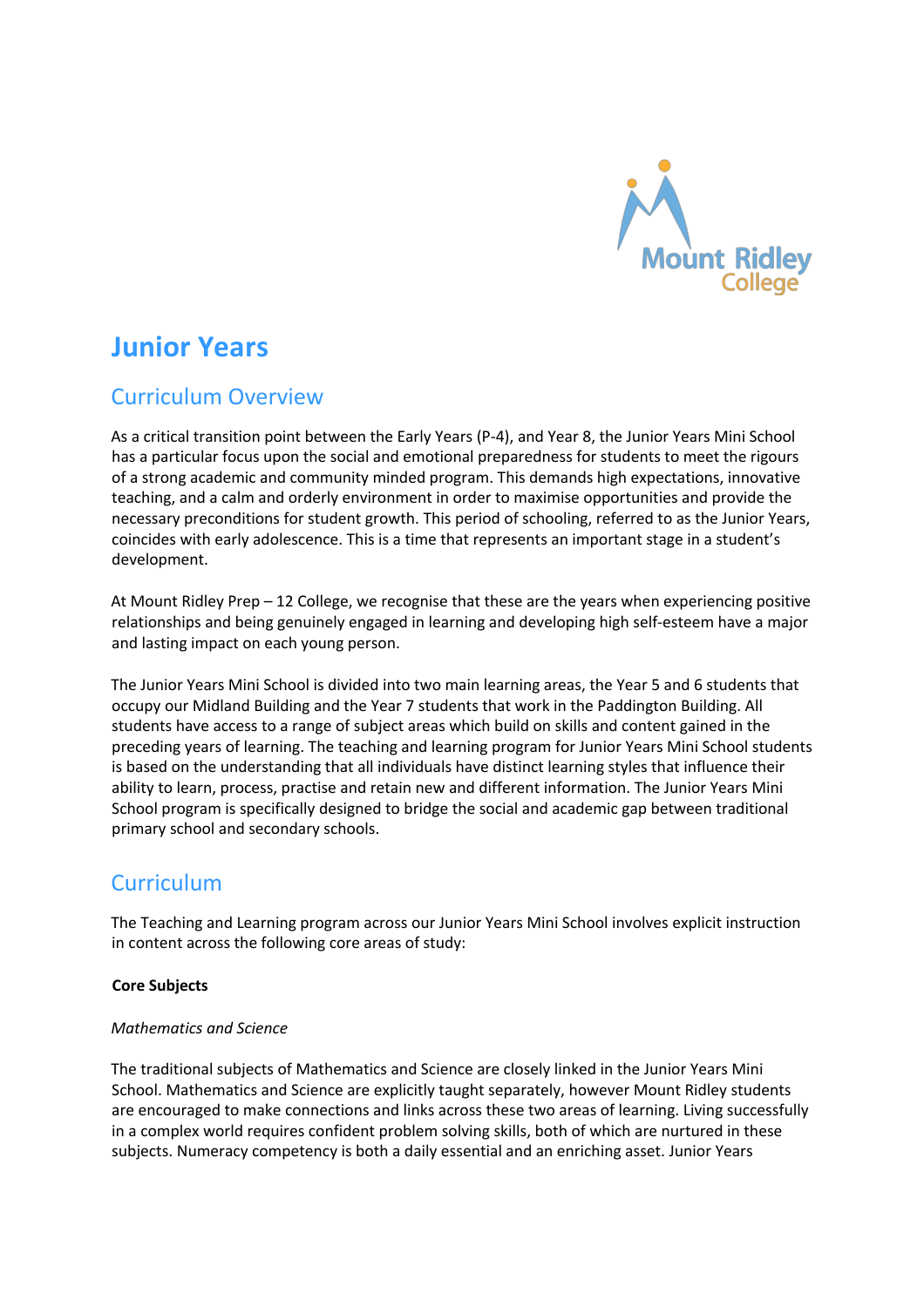# Junior Years

## Curriculum Overview

As a critical transition point between the Early Years (P-4), and Year 8, the Junior Years Mini School has a particular focus upon the social and emotional preparedness for students to meet the rigours of a strong academic and community minded program. This demands high expectations, innovative teaching, and a calm and orderly environment in order to maximise opportunities and provide the necessary preconditions for student growth. This period of schooling, referred to as the Junior Years, coincides with early adolescence. This is a time that represents an important stage in a student's development.

At Mount Ridley Prep – 12 College, we recognise that these are the years when experiencing positive relationships and being genuinely engaged in learning and developing high self-esteem have a major and lasting impact on each young person.

The Junior Years Mini School is divided into two main learning areas, the Year 5 and 6 students that occupy our Midland Building and the Year 7 students that work in the Paddington Building. All students have access to a range of subject areas which build on skills and content gained in the preceding years of learning. The teaching and learning program for Junior Years Mini School students is based on the understanding that all individuals have distinct learning styles that influence their ability to learn, process, practise and retain new and different information. The Junior Years Mini School program is specifically designed to bridge the social and academic gap between traditional primary school and secondary schools.

## Curriculum

The Teaching and Learning program across our Junior Years Mini School involves explicit instruction in content across the following core areas of study:

**Core Subjects**

*Mathematics and Science*

The traditional subjects of Mathematics and Science are closely linked in the Junior Years Mini School. Mathematics and Science are explicitly taught separately, however Mount Ridley students are encouraged to make connections and links across these two areas of learning. Living successfully in a complex world requires confident problem solving skills, both of which are nurtured in these subjects. Numeracy competency is both a daily essential and an enriching asset. Junior Years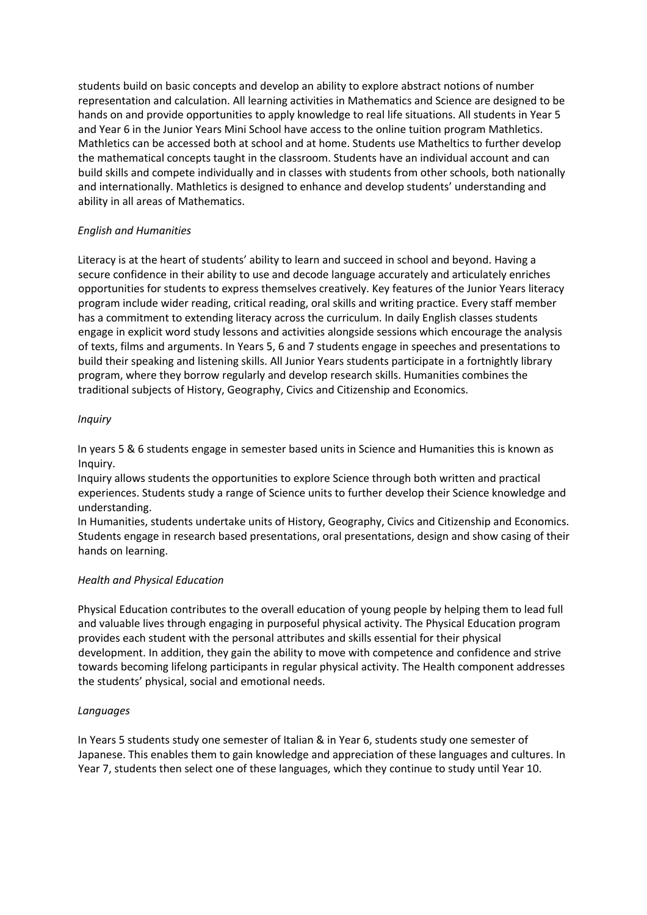students build on basic concepts and develop an ability to explore abstract notions of number representation and calculation. All learning activities in Mathematics and Science are designed to be hands on and provide opportunities to apply knowledge to real life situations. All students in Year 5 and Year 6 in the Junior Years Mini School have access to the online tuition program Mathletics. Mathletics can be accessed both at school and at home. Students use Matheltics to further develop the mathematical concepts taught in the classroom. Students have an individual account and can build skills and compete individually and in classes with students from other schools, both nationally and internationally. Mathletics is designed to enhance and develop students' understanding and ability in all areas of Mathematics.

*English and Humanities*

Literacy is at the heart of students' ability to learn and succeed in school and beyond. Having a secure confidence in their ability to use and decode language accurately and articulately enriches opportunities for students to express themselves creatively. Key features of the Junior Years literacy program include wider reading, critical reading, oral skills and writing practice. Every staff member has a commitment to extending literacy across the curriculum. In daily English classes students engage in explicit word study lessons and activities alongside sessions which encourage the analysis of texts, films and arguments. In Years 5, 6 and 7 students engage in speeches and presentations to build their speaking and listening skills. All Junior Years students participate in a fortnightly library program, where they borrow regularly and develop research skills. Humanities combines the traditional subjects of History, Geography, Civics and Citizenship and Economics.

*Inquiry*

In years 5 & 6 students engage in semester based units in Science and Humanities this is known as Inquiry.

Inquiry allows students the opportunities to explore Science through both written and practical experiences. Students study a range of Science units to further develop their Science knowledge and understanding.

In Humanities, students undertake units of History, Geography, Civics and Citizenship and Economics. Students engage in research based presentations, oral presentations, design and show casing of their hands on learning.

*Health and Physical Education*

Physical Education contributes to the overall education of young people by helping them to lead full and valuable lives through engaging in purposeful physical activity. The Physical Education program provides each student with the personal attributes and skills essential for their physical development. In addition, they gain the ability to move with competence and confidence and strive towards becoming lifelong participants in regular physical activity. The Health component addresses the students' physical, social and emotional needs.

*Languages*

In Years 5 students study one semester of Italian & in Year 6, students study one semester of Japanese. This enables them to gain knowledge and appreciation of these languages and cultures. In Year 7, students then select one of these languages, which they continue to study until Year 10.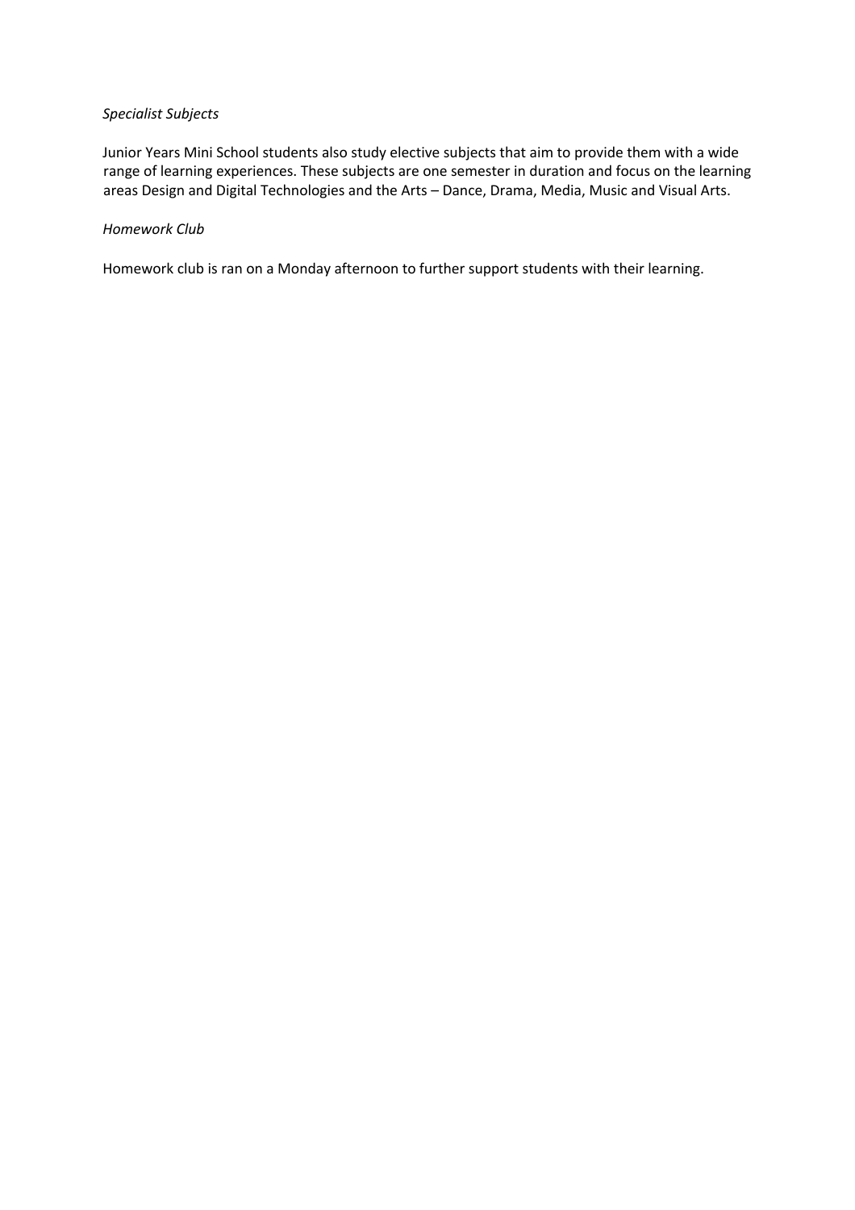*Specialist Subjects*

Junior Years Mini School students also study elective subjects that aim to provide them with a wide range of learning experiences. These subjects are one semester in duration and focus on the learning areas Design and Digital Technologies and the Arts – Dance, Drama, Media, Music and Visual Arts.

*Homework Club*

Homework club is ran on a Monday afternoon to further support students with their learning.